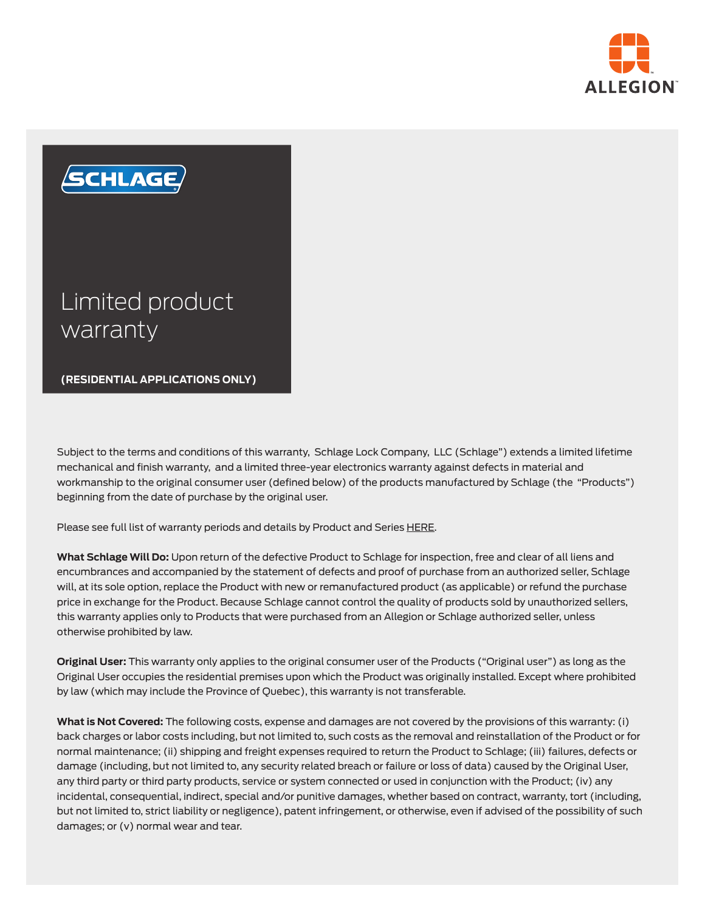ALLEGION™

SCHLAGE

# Limited product warranty

**(RESIDENTIAL APPLICATIONS ONLY)**

Subject to the terms and conditions of this warranty, Schlage Lock Company, LLC (Schlage") extends a limited lifetime mechanical and finish warranty, and a limited three-year electronics warranty against defects in material and workmanship to the original consumer user (defined below) of the products manufactured by Schlage (the "Products") beginning from the date of purchase by the original user.

Please see full list of warranty periods and details by Product and Series HERE.

**What Schlage Will Do:** Upon return of the defective Product to Schlage for inspection, free and clear of all liens and encumbrances and accompanied by the statement of defects and proof of purchase from an authorized seller, Schlage will, at its sole option, replace the Product with new or remanufactured product (as applicable) or refund the purchase price in exchange for the Product. Because Schlage cannot control the quality of products sold by unauthorized sellers, this warranty applies only to Products that were purchased from an Allegion or Schlage authorized seller, unless otherwise prohibited by law.

**Original User:** This warranty only applies to the original consumer user of the Products ("Original user") as long as the Original User occupies the residential premises upon which the Product was originally installed. Except where prohibited by law (which may include the Province of Quebec), this warranty is not transferable.

**What is Not Covered:** The following costs, expense and damages are not covered by the provisions of this warranty: (i) back charges or labor costs including, but not limited to, such costs as the removal and reinstallation of the Product or for normal maintenance; (ii) shipping and freight expenses required to return the Product to Schlage; (iii) failures, defects or damage (including, but not limited to, any security related breach or failure or loss of data) caused by the Original User, any third party or third party products, service or system connected or used in conjunction with the Product; (iv) any incidental, consequential, indirect, special and/or punitive damages, whether based on contract, warranty, tort (including, but not limited to, strict liability or negligence), patent infringement, or otherwise, even if advised of the possibility of such damages; or (v) normal wear and tear.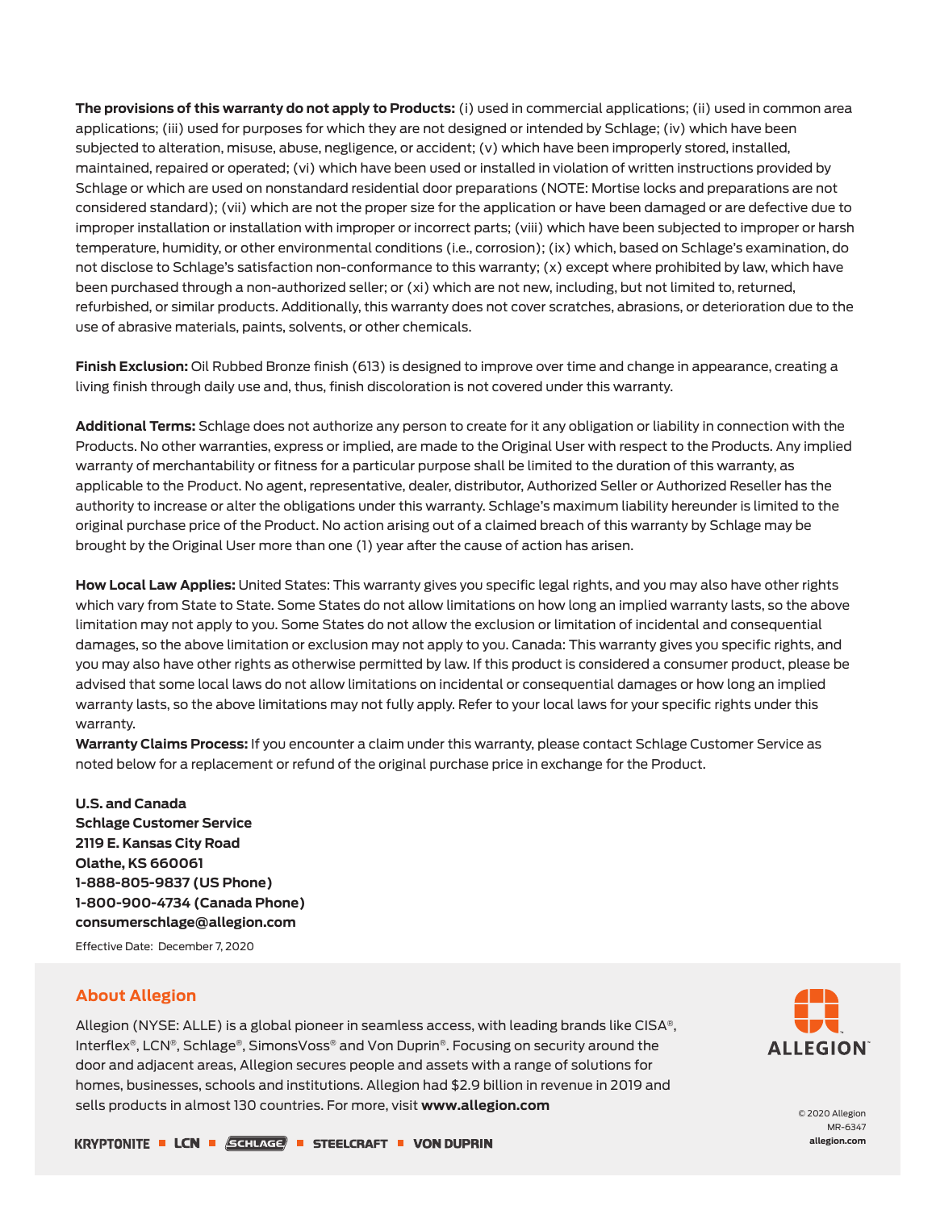**The provisions of this warranty do not apply to Products:** (i) used in commercial applications; (ii) used in common area applications; (iii) used for purposes for which they are not designed or intended by Schlage; (iv) which have been subjected to alteration, misuse, abuse, negligence, or accident; (v) which have been improperly stored, installed, maintained, repaired or operated; (vi) which have been used or installed in violation of written instructions provided by Schlage or which are used on nonstandard residential door preparations (NOTE: Mortise locks and preparations are not considered standard); (vii) which are not the proper size for the application or have been damaged or are defective due to improper installation or installation with improper or incorrect parts; (viii) which have been subjected to improper or harsh temperature, humidity, or other environmental conditions (i.e., corrosion); (ix) which, based on Schlage's examination, do not disclose to Schlage's satisfaction non-conformance to this warranty; (x) except where prohibited by law, which have been purchased through a non-authorized seller; or (xi) which are not new, including, but not limited to, returned, refurbished, or similar products. Additionally, this warranty does not cover scratches, abrasions, or deterioration due to the use of abrasive materials, paints, solvents, or other chemicals.

**Finish Exclusion:** Oil Rubbed Bronze finish (613) is designed to improve over time and change in appearance, creating a living finish through daily use and, thus, finish discoloration is not covered under this warranty.

**Additional Terms:** Schlage does not authorize any person to create for it any obligation or liability in connection with the Products. No other warranties, express or implied, are made to the Original User with respect to the Products. Any implied warranty of merchantability or fitness for a particular purpose shall be limited to the duration of this warranty, as applicable to the Product. No agent, representative, dealer, distributor, Authorized Seller or Authorized Reseller has the authority to increase or alter the obligations under this warranty. Schlage's maximum liability hereunder is limited to the original purchase price of the Product. No action arising out of a claimed breach of this warranty by Schlage may be brought by the Original User more than one (1) year after the cause of action has arisen.

**How Local Law Applies:** United States: This warranty gives you specific legal rights, and you may also have other rights which vary from State to State. Some States do not allow limitations on how long an implied warranty lasts, so the above limitation may not apply to you. Some States do not allow the exclusion or limitation of incidental and consequential damages, so the above limitation or exclusion may not apply to you. Canada: This warranty gives you specific rights, and you may also have other rights as otherwise permitted by law. If this product is considered a consumer product, please be advised that some local laws do not allow limitations on incidental or consequential damages or how long an implied warranty lasts, so the above limitations may not fully apply. Refer to your local laws for your specific rights under this warranty.

**Warranty Claims Process:** If you encounter a claim under this warranty, please contact Schlage Customer Service as noted below for a replacement or refund of the original purchase price in exchange for the Product.

**U.S. and Canada**
**Schlage Customer Service**
**2119 E. Kansas City Road**
**Olathe, KS 660061**
**1-888-805-9837 (US Phone)**
**1-800-900-4734 (Canada Phone)**
**consumerschlage@allegion.com**

Effective Date: December 7, 2020

## About Allegion

Allegion (NYSE: ALLE) is a global pioneer in seamless access, with leading brands like CISA®, Interflex®, LCN®, Schlage®, SimonsVoss® and Von Duprin®. Focusing on security around the door and adjacent areas, Allegion secures people and assets with a range of solutions for homes, businesses, schools and institutions. Allegion had $2.9 billion in revenue in 2019 and sells products in almost 130 countries. For more, visit **www.allegion.com**

KRYPTONITE ■ LCN ■ SCHLAGE ■ STEELCRAFT ■ VON DUPRIN

ALLEGION

© 2020 Allegion
MR-6347
**allegion.com**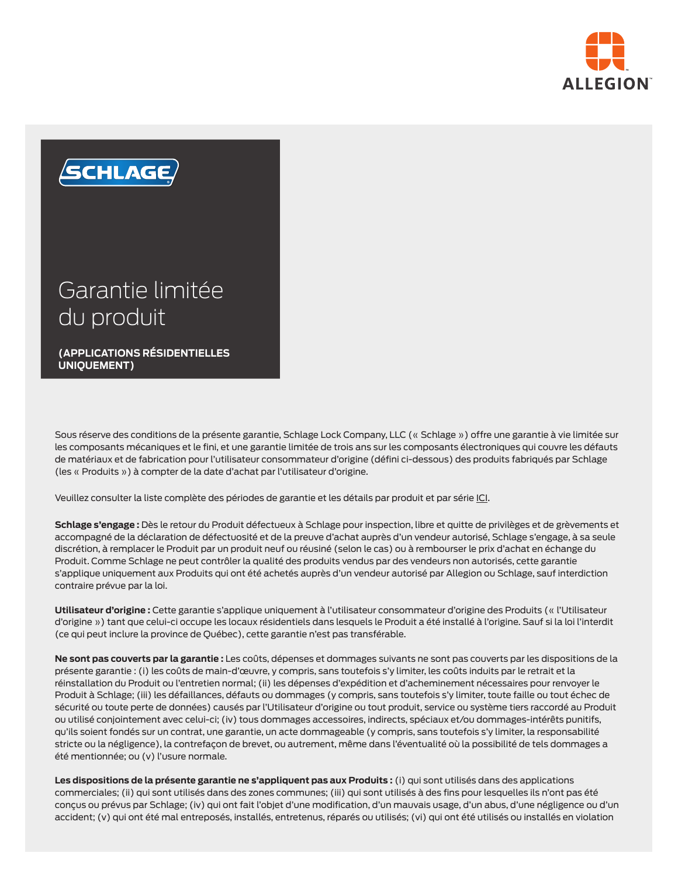ALLEGION

SCHLAGE

# Garantie limitée du produit

**(APPLICATIONS RÉSIDENTIELLES UNIQUEMENT)**

Sous réserve des conditions de la présente garantie, Schlage Lock Company, LLC (« Schlage ») offre une garantie à vie limitée sur les composants mécaniques et le fini, et une garantie limitée de trois ans sur les composants électroniques qui couvre les défauts de matériaux et de fabrication pour l'utilisateur consommateur d'origine (défini ci-dessous) des produits fabriqués par Schlage (les « Produits ») à compter de la date d'achat par l'utilisateur d'origine.

Veuillez consulter la liste complète des périodes de garantie et les détails par produit et par série ICI.

**Schlage s'engage :** Dès le retour du Produit défectueux à Schlage pour inspection, libre et quitte de privilèges et de grèvements et accompagné de la déclaration de défectuosité et de la preuve d'achat auprès d'un vendeur autorisé, Schlage s'engage, à sa seule discrétion, à remplacer le Produit par un produit neuf ou réusiné (selon le cas) ou à rembourser le prix d'achat en échange du Produit. Comme Schlage ne peut contrôler la qualité des produits vendus par des vendeurs non autorisés, cette garantie s'applique uniquement aux Produits qui ont été achetés auprès d'un vendeur autorisé par Allegion ou Schlage, sauf interdiction contraire prévue par la loi.

**Utilisateur d'origine :** Cette garantie s'applique uniquement à l'utilisateur consommateur d'origine des Produits (« l'Utilisateur d'origine ») tant que celui-ci occupe les locaux résidentiels dans lesquels le Produit a été installé à l'origine. Sauf si la loi l'interdit (ce qui peut inclure la province de Québec), cette garantie n'est pas transférable.

**Ne sont pas couverts par la garantie :** Les coûts, dépenses et dommages suivants ne sont pas couverts par les dispositions de la présente garantie : (i) les coûts de main-d'œuvre, y compris, sans toutefois s'y limiter, les coûts induits par le retrait et la réinstallation du Produit ou l'entretien normal; (ii) les dépenses d'expédition et d'acheminement nécessaires pour renvoyer le Produit à Schlage; (iii) les défaillances, défauts ou dommages (y compris, sans toutefois s'y limiter, toute faille ou tout échec de sécurité ou toute perte de données) causés par l'Utilisateur d'origine ou tout produit, service ou système tiers raccordé au Produit ou utilisé conjointement avec celui-ci; (iv) tous dommages accessoires, indirects, spéciaux et/ou dommages-intérêts punitifs, qu'ils soient fondés sur un contrat, une garantie, un acte dommageable (y compris, sans toutefois s'y limiter, la responsabilité stricte ou la négligence), la contrefaçon de brevet, ou autrement, même dans l'éventualité où la possibilité de tels dommages a été mentionnée; ou (v) l'usure normale.

**Les dispositions de la présente garantie ne s'appliquent pas aux Produits :** (i) qui sont utilisés dans des applications commerciales; (ii) qui sont utilisés dans des zones communes; (iii) qui sont utilisés à des fins pour lesquelles ils n'ont pas été conçus ou prévus par Schlage; (iv) qui ont fait l'objet d'une modification, d'un mauvais usage, d'un abus, d'une négligence ou d'un accident; (v) qui ont été mal entreposés, installés, entretenus, réparés ou utilisés; (vi) qui ont été utilisés ou installés en violation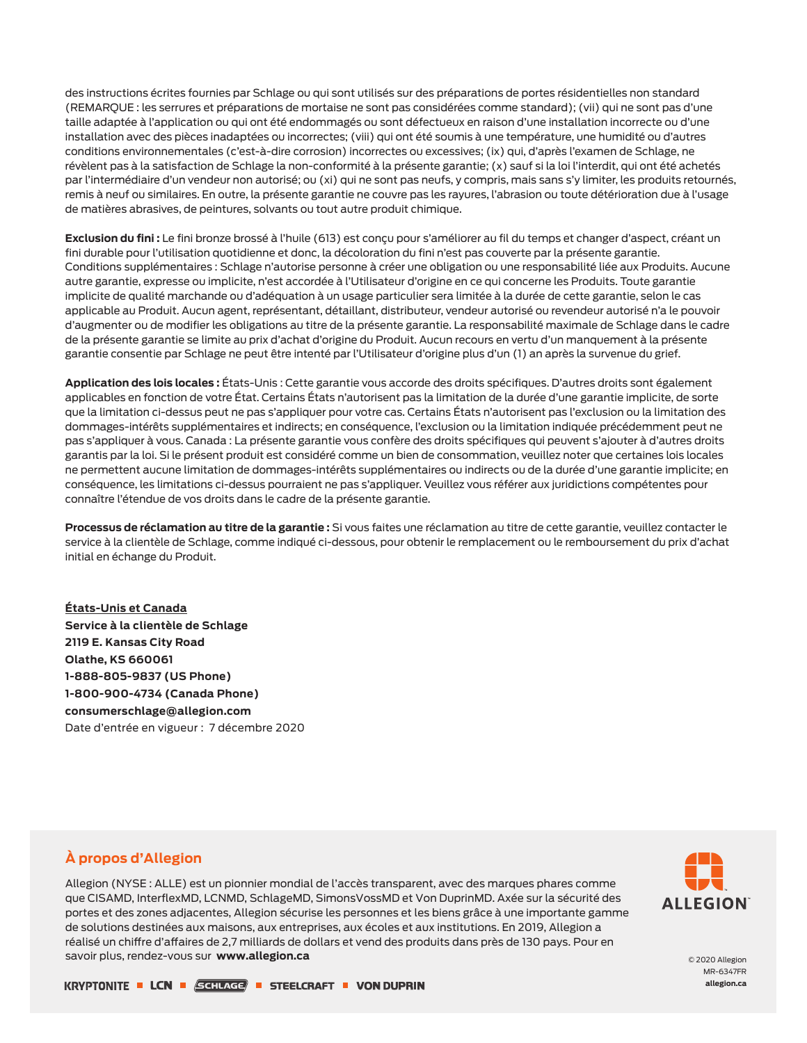des instructions écrites fournies par Schlage ou qui sont utilisés sur des préparations de portes résidentielles non standard (REMARQUE : les serrures et préparations de mortaise ne sont pas considérées comme standard); (vii) qui ne sont pas d'une taille adaptée à l'application ou qui ont été endommagés ou sont défectueux en raison d'une installation incorrecte ou d'une installation avec des pièces inadaptées ou incorrectes; (viii) qui ont été soumis à une température, une humidité ou d'autres conditions environnementales (c'est-à-dire corrosion) incorrectes ou excessives; (ix) qui, d'après l'examen de Schlage, ne révèlent pas à la satisfaction de Schlage la non-conformité à la présente garantie; (x) sauf si la loi l'interdit, qui ont été achetés par l'intermédiaire d'un vendeur non autorisé; ou (xi) qui ne sont pas neufs, y compris, mais sans s'y limiter, les produits retournés, remis à neuf ou similaires. En outre, la présente garantie ne couvre pas les rayures, l'abrasion ou toute détérioration due à l'usage de matières abrasives, de peintures, solvants ou tout autre produit chimique.

**Exclusion du fini :** Le fini bronze brossé à l'huile (613) est conçu pour s'améliorer au fil du temps et changer d'aspect, créant un fini durable pour l'utilisation quotidienne et donc, la décoloration du fini n'est pas couverte par la présente garantie. Conditions supplémentaires : Schlage n'autorise personne à créer une obligation ou une responsabilité liée aux Produits. Aucune autre garantie, expresse ou implicite, n'est accordée à l'Utilisateur d'origine en ce qui concerne les Produits. Toute garantie implicite de qualité marchande ou d'adéquation à un usage particulier sera limitée à la durée de cette garantie, selon le cas applicable au Produit. Aucun agent, représentant, détaillant, distributeur, vendeur autorisé ou revendeur autorisé n'a le pouvoir d'augmenter ou de modifier les obligations au titre de la présente garantie. La responsabilité maximale de Schlage dans le cadre de la présente garantie se limite au prix d'achat d'origine du Produit. Aucun recours en vertu d'un manquement à la présente garantie consentie par Schlage ne peut être intenté par l'Utilisateur d'origine plus d'un (1) an après la survenue du grief.

**Application des lois locales :** États-Unis : Cette garantie vous accorde des droits spécifiques. D'autres droits sont également applicables en fonction de votre État. Certains États n'autorisent pas la limitation de la durée d'une garantie implicite, de sorte que la limitation ci-dessus peut ne pas s'appliquer pour votre cas. Certains États n'autorisent pas l'exclusion ou la limitation des dommages-intérêts supplémentaires et indirects; en conséquence, l'exclusion ou la limitation indiquée précédemment peut ne pas s'appliquer à vous. Canada : La présente garantie vous confère des droits spécifiques qui peuvent s'ajouter à d'autres droits garantis par la loi. Si le présent produit est considéré comme un bien de consommation, veuillez noter que certaines lois locales ne permettent aucune limitation de dommages-intérêts supplémentaires ou indirects ou de la durée d'une garantie implicite; en conséquence, les limitations ci-dessus pourraient ne pas s'appliquer. Veuillez vous référer aux juridictions compétentes pour connaître l'étendue de vos droits dans le cadre de la présente garantie.

**Processus de réclamation au titre de la garantie :** Si vous faites une réclamation au titre de cette garantie, veuillez contacter le service à la clientèle de Schlage, comme indiqué ci-dessous, pour obtenir le remplacement ou le remboursement du prix d'achat initial en échange du Produit.

**États-Unis et Canada**
**Service à la clientèle de Schlage**
**2119 E. Kansas City Road**
**Olathe, KS 660061**
**1-888-805-9837 (US Phone)**
**1-800-900-4734 (Canada Phone)**
**consumerschlage@allegion.com**
Date d'entrée en vigueur : 7 décembre 2020

## À propos d'Allegion

Allegion (NYSE : ALLE) est un pionnier mondial de l'accès transparent, avec des marques phares comme que CISAMD, InterflexMD, LCNMD, SchlageMD, SimonsVossMD et Von DuprinMD. Axée sur la sécurité des portes et des zones adjacentes, Allegion sécurise les personnes et les biens grâce à une importante gamme de solutions destinées aux maisons, aux entreprises, aux écoles et aux institutions. En 2019, Allegion a réalisé un chiffre d'affaires de 2,7 milliards de dollars et vend des produits dans près de 130 pays. Pour en savoir plus, rendez-vous sur **www.allegion.ca**

KRYPTONITE ■ LCN ■ SCHLAGE ■ STEELCRAFT ■ VON DUPRIN

ALLEGION

© 2020 Allegion
MR-6347FR
**allegion.ca**